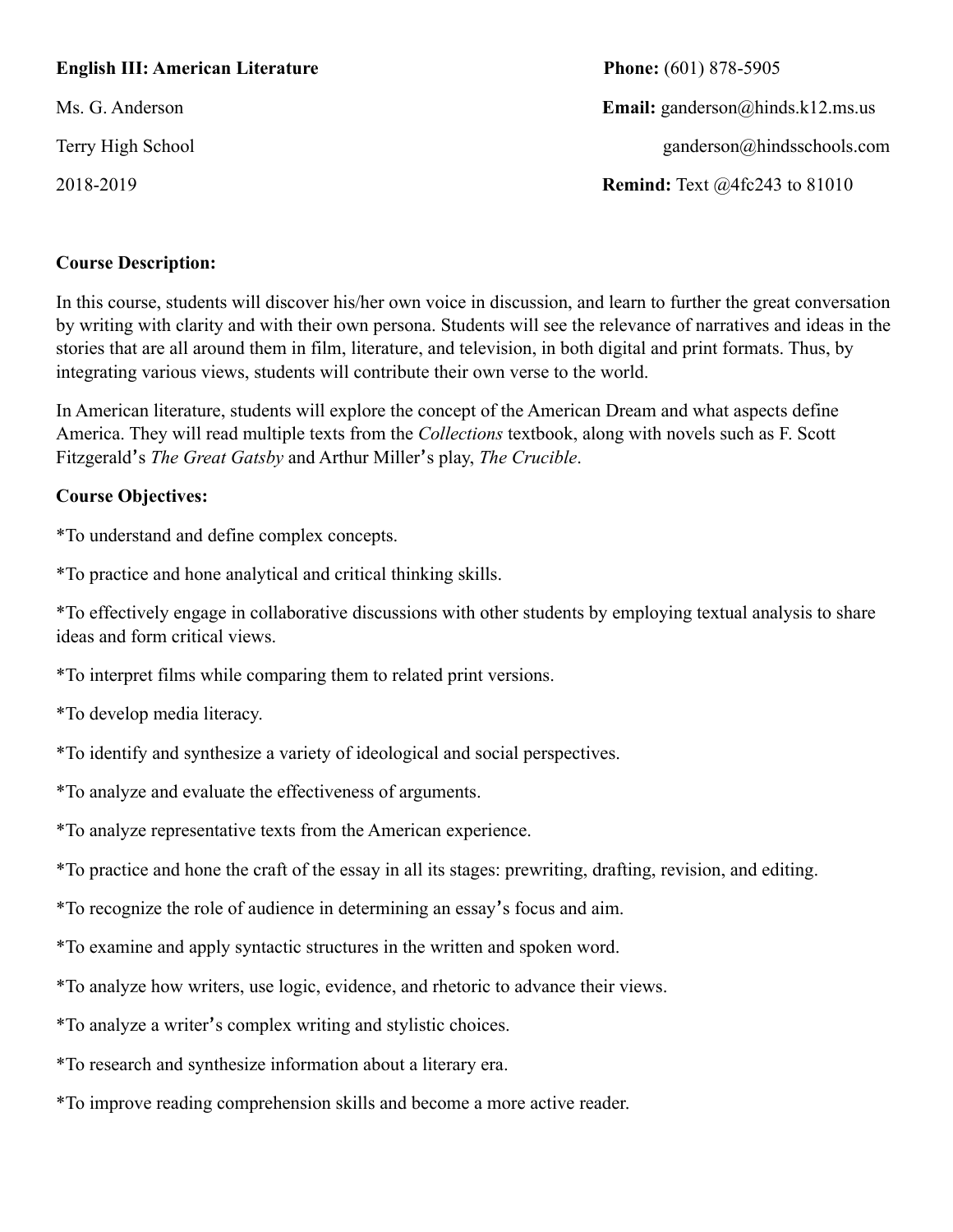**English III: American Literature**

Ms. G. Anderson

Terry High School

2018-2019

**Phone:** (601) 878-5905

**Email:** ganderson@hinds.k12.ms.us

ganderson@hindsschools.com

**Remind:** Text @4fc243 to 81010

**Course Description:**

In this course, students will discover his/her own voice in discussion, and learn to further the great conversation by writing with clarity and with their own persona. Students will see the relevance of narratives and ideas in the stories that are all around them in film, literature, and television, in both digital and print formats. Thus, by integrating various views, students will contribute their own verse to the world.

In American literature, students will explore the concept of the American Dream and what aspects define America. They will read multiple texts from the *Collections* textbook, along with novels such as F. Scott Fitzgerald's *The Great Gatsby* and Arthur Miller's play, *The Crucible*.

**Course Objectives:**

*To understand and define complex concepts.

*To practice and hone analytical and critical thinking skills.

*To effectively engage in collaborative discussions with other students by employing textual analysis to share ideas and form critical views.

*To interpret films while comparing them to related print versions.

*To develop media literacy.

*To identify and synthesize a variety of ideological and social perspectives.

*To analyze and evaluate the effectiveness of arguments.

*To analyze representative texts from the American experience.

*To practice and hone the craft of the essay in all its stages: prewriting, drafting, revision, and editing.

*To recognize the role of audience in determining an essay's focus and aim.

*To examine and apply syntactic structures in the written and spoken word.

*To analyze how writers, use logic, evidence, and rhetoric to advance their views.

*To analyze a writer's complex writing and stylistic choices.

*To research and synthesize information about a literary era.

*To improve reading comprehension skills and become a more active reader.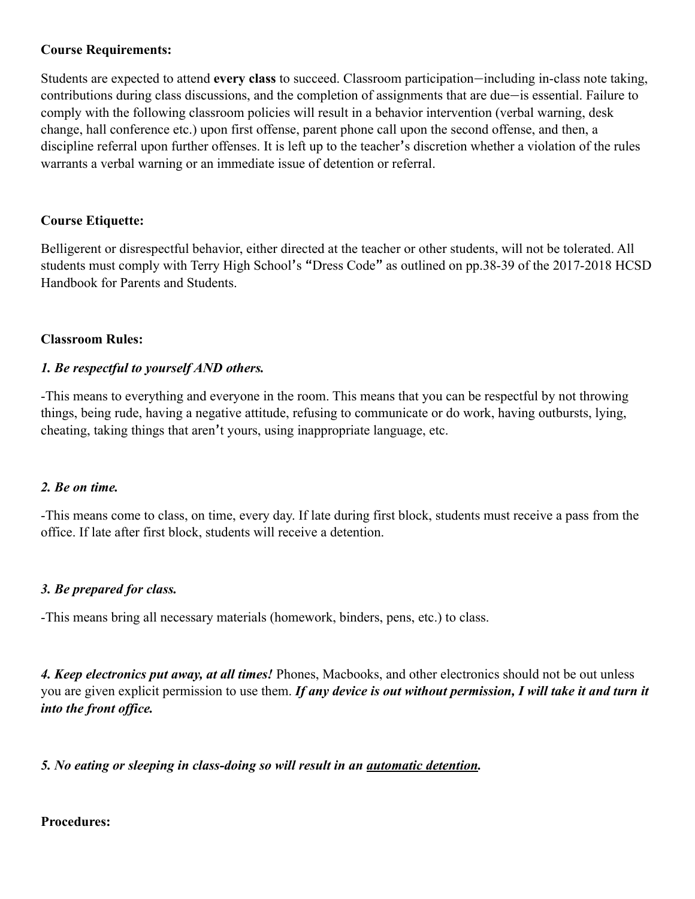**Course Requirements:**

Students are expected to attend **every class** to succeed. Classroom participation—including in-class note taking, contributions during class discussions, and the completion of assignments that are due—is essential. Failure to comply with the following classroom policies will result in a behavior intervention (verbal warning, desk change, hall conference etc.) upon first offense, parent phone call upon the second offense, and then, a discipline referral upon further offenses. It is left up to the teacher's discretion whether a violation of the rules warrants a verbal warning or an immediate issue of detention or referral.

**Course Etiquette:**

Belligerent or disrespectful behavior, either directed at the teacher or other students, will not be tolerated. All students must comply with Terry High School's "Dress Code" as outlined on pp.38-39 of the 2017-2018 HCSD Handbook for Parents and Students.

**Classroom Rules:**

***1. Be respectful to yourself AND others.***

-This means to everything and everyone in the room. This means that you can be respectful by not throwing things, being rude, having a negative attitude, refusing to communicate or do work, having outbursts, lying, cheating, taking things that aren't yours, using inappropriate language, etc.

***2. Be on time.***

-This means come to class, on time, every day. If late during first block, students must receive a pass from the office. If late after first block, students will receive a detention.

***3. Be prepared for class.***

-This means bring all necessary materials (homework, binders, pens, etc.) to class.

***4. Keep electronics put away, at all times!*** Phones, Macbooks, and other electronics should not be out unless you are given explicit permission to use them. ***If any device is out without permission, I will take it and turn it into the front office.***

***5. No eating or sleeping in class-doing so will result in an <u>automatic detention</u>.***

**Procedures:**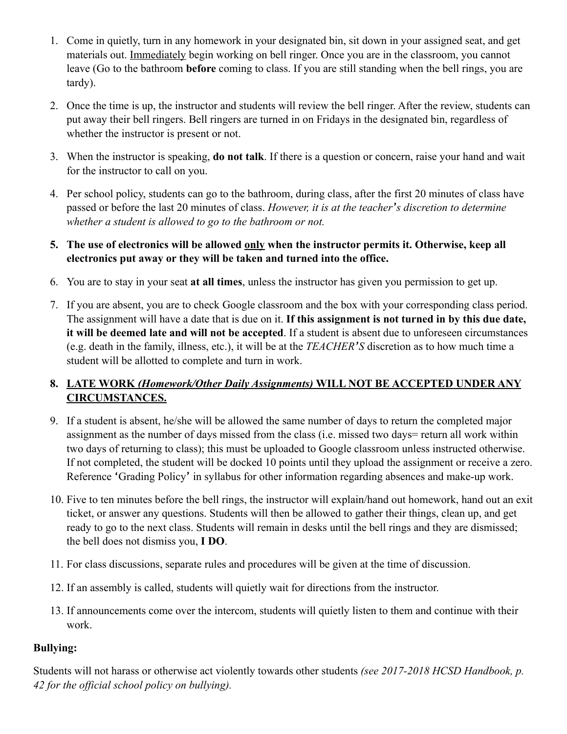1. Come in quietly, turn in any homework in your designated bin, sit down in your assigned seat, and get materials out. <u>Immediately</u> begin working on bell ringer. Once you are in the classroom, you cannot leave (Go to the bathroom **before** coming to class. If you are still standing when the bell rings, you are tardy).

2. Once the time is up, the instructor and students will review the bell ringer. After the review, students can put away their bell ringers. Bell ringers are turned in on Fridays in the designated bin, regardless of whether the instructor is present or not.

3. When the instructor is speaking, **do not talk**. If there is a question or concern, raise your hand and wait for the instructor to call on you.

4. Per school policy, students can go to the bathroom, during class, after the first 20 minutes of class have passed or before the last 20 minutes of class. *However, it is at the teacher's discretion to determine whether a student is allowed to go to the bathroom or not.*

5. **The use of electronics will be allowed <u>only</u> when the instructor permits it. Otherwise, keep all electronics put away or they will be taken and turned into the office.**

6. You are to stay in your seat **at all times**, unless the instructor has given you permission to get up.

7. If you are absent, you are to check Google classroom and the box with your corresponding class period. The assignment will have a date that is due on it. **If this assignment is not turned in by this due date, it will be deemed late and will not be accepted**. If a student is absent due to unforeseen circumstances (e.g. death in the family, illness, etc.), it will be at the *TEACHER'S* discretion as to how much time a student will be allotted to complete and turn in work.

8. **<u>LATE WORK *(Homework/Other Daily Assignments)* WILL NOT BE ACCEPTED UNDER ANY CIRCUMSTANCES.</u>**

9. If a student is absent, he/she will be allowed the same number of days to return the completed major assignment as the number of days missed from the class (i.e. missed two days= return all work within two days of returning to class); this must be uploaded to Google classroom unless instructed otherwise. If not completed, the student will be docked 10 points until they upload the assignment or receive a zero. Reference 'Grading Policy' in syllabus for other information regarding absences and make-up work.

10. Five to ten minutes before the bell rings, the instructor will explain/hand out homework, hand out an exit ticket, or answer any questions. Students will then be allowed to gather their things, clean up, and get ready to go to the next class. Students will remain in desks until the bell rings and they are dismissed; the bell does not dismiss you, **I DO**.

11. For class discussions, separate rules and procedures will be given at the time of discussion.

12. If an assembly is called, students will quietly wait for directions from the instructor.

13. If announcements come over the intercom, students will quietly listen to them and continue with their work.

**Bullying:**

Students will not harass or otherwise act violently towards other students *(see 2017-2018 HCSD Handbook, p. 42 for the official school policy on bullying).*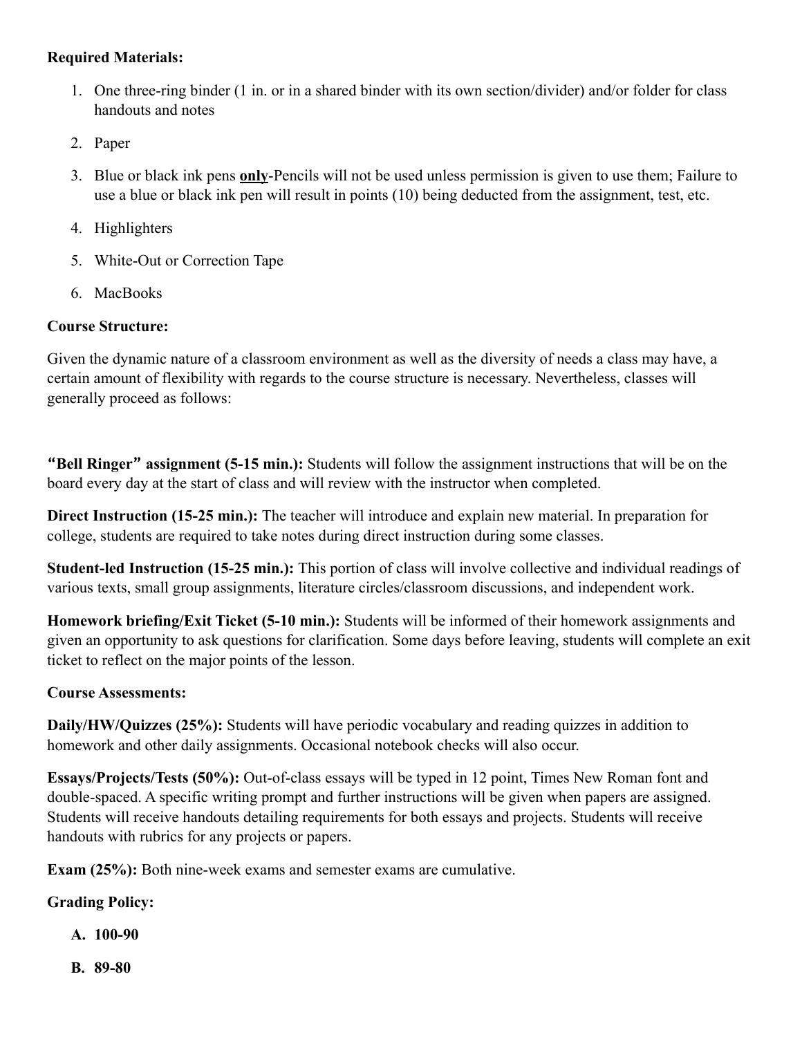**Required Materials:**

1. One three-ring binder (1 in. or in a shared binder with its own section/divider) and/or folder for class handouts and notes
2. Paper
3. Blue or black ink pens **<u>only</u>**-Pencils will not be used unless permission is given to use them; Failure to use a blue or black ink pen will result in points (10) being deducted from the assignment, test, etc.
4. Highlighters
5. White-Out or Correction Tape
6. MacBooks

**Course Structure:**

Given the dynamic nature of a classroom environment as well as the diversity of needs a class may have, a certain amount of flexibility with regards to the course structure is necessary. Nevertheless, classes will generally proceed as follows:

**"Bell Ringer" assignment (5-15 min.):** Students will follow the assignment instructions that will be on the board every day at the start of class and will review with the instructor when completed.

**Direct Instruction (15-25 min.):** The teacher will introduce and explain new material. In preparation for college, students are required to take notes during direct instruction during some classes.

**Student-led Instruction (15-25 min.):** This portion of class will involve collective and individual readings of various texts, small group assignments, literature circles/classroom discussions, and independent work.

**Homework briefing/Exit Ticket (5-10 min.):** Students will be informed of their homework assignments and given an opportunity to ask questions for clarification. Some days before leaving, students will complete an exit ticket to reflect on the major points of the lesson.

**Course Assessments:**

**Daily/HW/Quizzes (25%):** Students will have periodic vocabulary and reading quizzes in addition to homework and other daily assignments. Occasional notebook checks will also occur.

**Essays/Projects/Tests (50%):** Out-of-class essays will be typed in 12 point, Times New Roman font and double-spaced. A specific writing prompt and further instructions will be given when papers are assigned. Students will receive handouts detailing requirements for both essays and projects. Students will receive handouts with rubrics for any projects or papers.

**Exam (25%):** Both nine-week exams and semester exams are cumulative.

**Grading Policy:**

A. **100-90**
B. **89-80**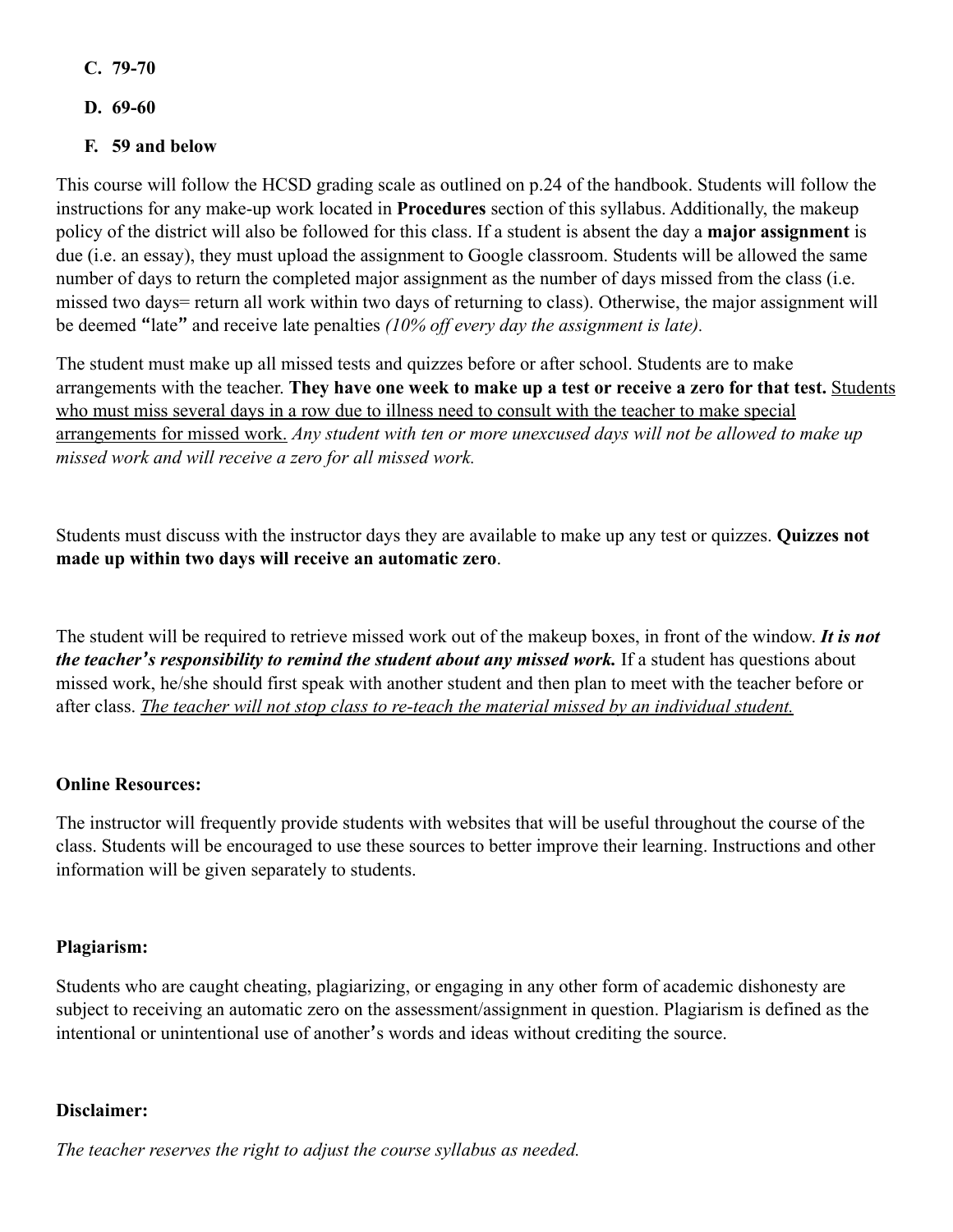C. **79-70**
D. **69-60**
F. **59 and below**

This course will follow the HCSD grading scale as outlined on p.24 of the handbook. Students will follow the instructions for any make-up work located in **Procedures** section of this syllabus. Additionally, the makeup policy of the district will also be followed for this class. If a student is absent the day a **major assignment** is due (i.e. an essay), they must upload the assignment to Google classroom. Students will be allowed the same number of days to return the completed major assignment as the number of days missed from the class (i.e. missed two days= return all work within two days of returning to class). Otherwise, the major assignment will be deemed "late" and receive late penalties *(10% off every day the assignment is late).*

The student must make up all missed tests and quizzes before or after school. Students are to make arrangements with the teacher. **They have one week to make up a test or receive a zero for that test.** <u>Students who must miss several days in a row due to illness need to consult with the teacher to make special arrangements for missed work.</u> *Any student with ten or more unexcused days will not be allowed to make up missed work and will receive a zero for all missed work.*

Students must discuss with the instructor days they are available to make up any test or quizzes. **Quizzes not made up within two days will receive an automatic zero**.

The student will be required to retrieve missed work out of the makeup boxes, in front of the window. ***It is not the teacher's responsibility to remind the student about any missed work.*** If a student has questions about missed work, he/she should first speak with another student and then plan to meet with the teacher before or after class. *<u>The teacher will not stop class to re-teach the material missed by an individual student.</u>*

**Online Resources:**

The instructor will frequently provide students with websites that will be useful throughout the course of the class. Students will be encouraged to use these sources to better improve their learning. Instructions and other information will be given separately to students.

**Plagiarism:**

Students who are caught cheating, plagiarizing, or engaging in any other form of academic dishonesty are subject to receiving an automatic zero on the assessment/assignment in question. Plagiarism is defined as the intentional or unintentional use of another's words and ideas without crediting the source.

**Disclaimer:**

*The teacher reserves the right to adjust the course syllabus as needed.*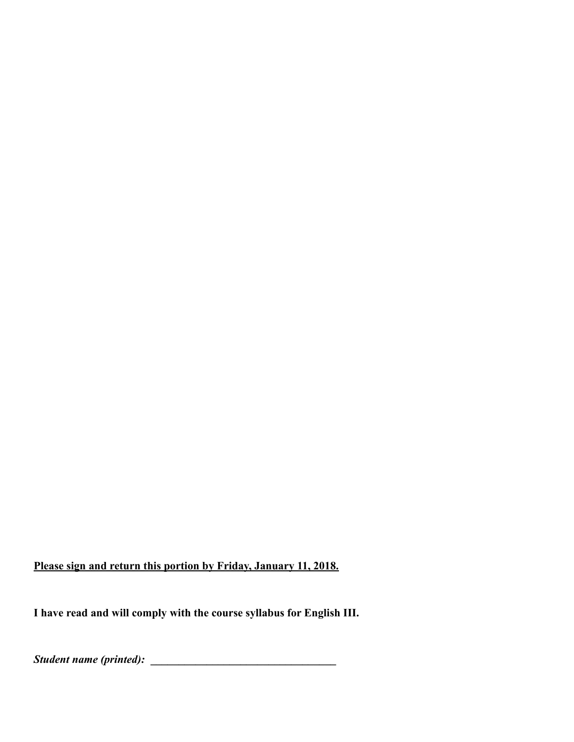**<u>Please sign and return this portion by Friday, January 11, 2018.</u>**

**I have read and will comply with the course syllabus for English III.**

***Student name (printed):*** **_________________________________**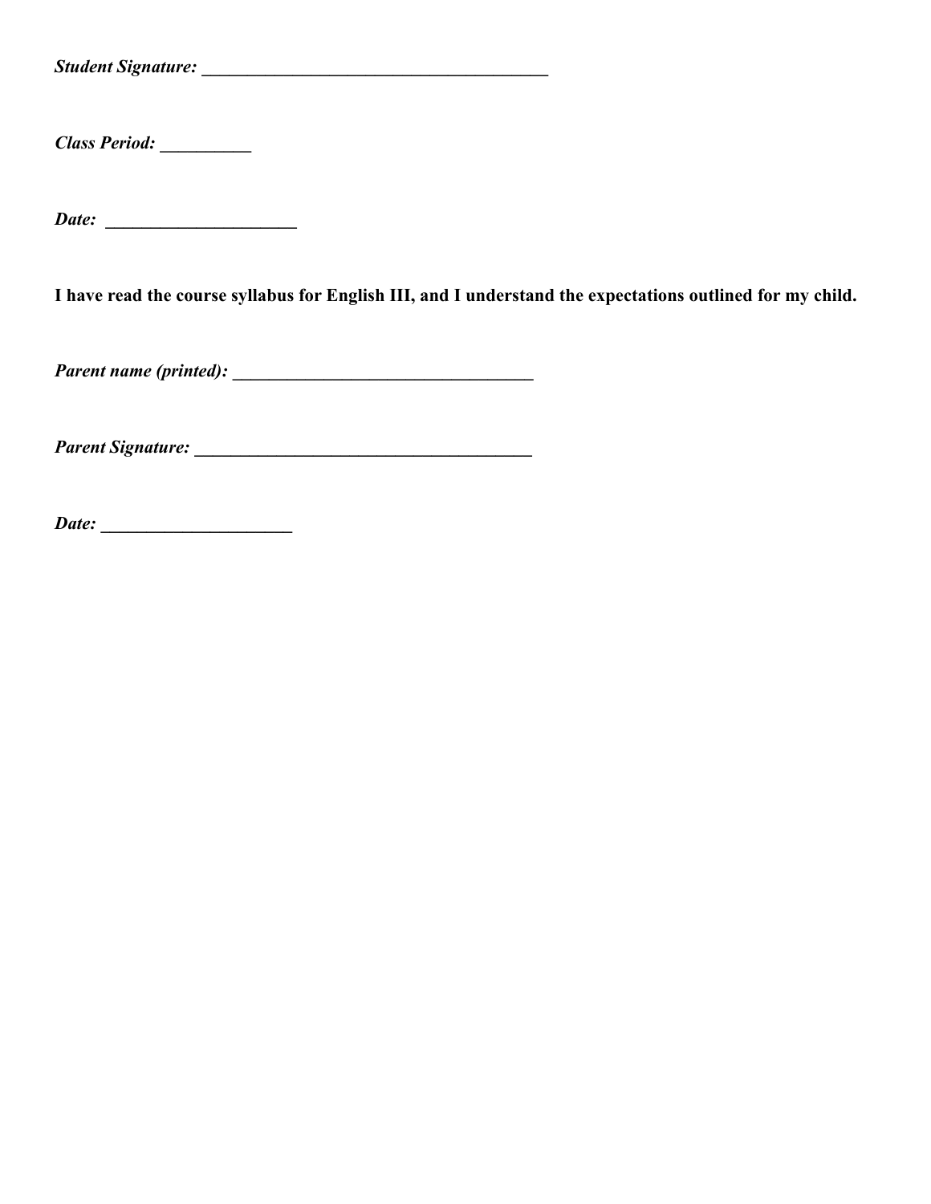***Student Signature:* \_\_\_\_\_\_\_\_\_\_\_\_\_\_\_\_\_\_\_\_\_\_\_\_\_\_\_\_\_\_\_\_\_\_\_\_\_\_\_**

***Class Period:* \_\_\_\_\_\_\_\_\_\_**

***Date:* \_\_\_\_\_\_\_\_\_\_\_\_\_\_\_\_\_\_\_\_\_**

**I have read the course syllabus for English III, and I understand the expectations outlined for my child.**

***Parent name (printed):* \_\_\_\_\_\_\_\_\_\_\_\_\_\_\_\_\_\_\_\_\_\_\_\_\_\_\_\_\_\_\_\_\_\_**

***Parent Signature:* \_\_\_\_\_\_\_\_\_\_\_\_\_\_\_\_\_\_\_\_\_\_\_\_\_\_\_\_\_\_\_\_\_\_\_\_\_\_**

***Date:* \_\_\_\_\_\_\_\_\_\_\_\_\_\_\_\_\_\_\_\_\_**